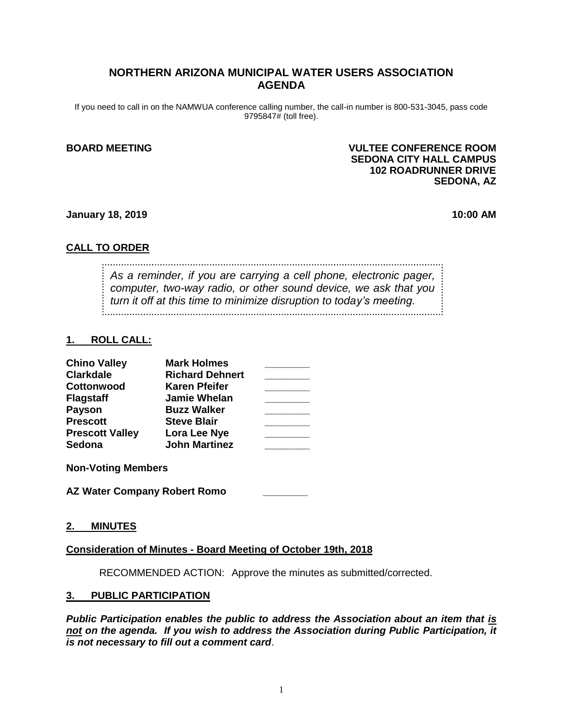# NORTHERN ARIZONA MUNICIPAL WATER USERS ASSOCIATION AGENDA

If you need to call in on the NAMWUA conference calling number, the call-in number is 800-531-3045, pass code 9795847# (toll free).

**BOARD MEETING**

**VULTEE CONFERENCE ROOM**
**SEDONA CITY HALL CAMPUS**
**102 ROADRUNNER DRIVE**
**SEDONA, AZ**

**January 18, 2019** **10:00 AM**

## CALL TO ORDER

*As a reminder, if you are carrying a cell phone, electronic pager, computer, two-way radio, or other sound device, we ask that you turn it off at this time to minimize disruption to today's meeting.*

## 1. ROLL CALL:

| | | |
|---|---|---|
| **Chino Valley** | **Mark Holmes** | ________ |
| **Clarkdale** | **Richard Dehnert** | ________ |
| **Cottonwood** | **Karen Pfeifer** | ________ |
| **Flagstaff** | **Jamie Whelan** | ________ |
| **Payson** | **Buzz Walker** | ________ |
| **Prescott** | **Steve Blair** | ________ |
| **Prescott Valley** | **Lora Lee Nye** | ________ |
| **Sedona** | **John Martinez** | ________ |

**Non-Voting Members**

**AZ Water Company Robert Romo** ________

## 2. MINUTES

**Consideration of Minutes - Board Meeting of October 19th, 2018**

RECOMMENDED ACTION: Approve the minutes as submitted/corrected.

## 3. PUBLIC PARTICIPATION

***Public Participation enables the public to address the Association about an item that is not on the agenda. If you wish to address the Association during Public Participation, it is not necessary to fill out a comment card*.**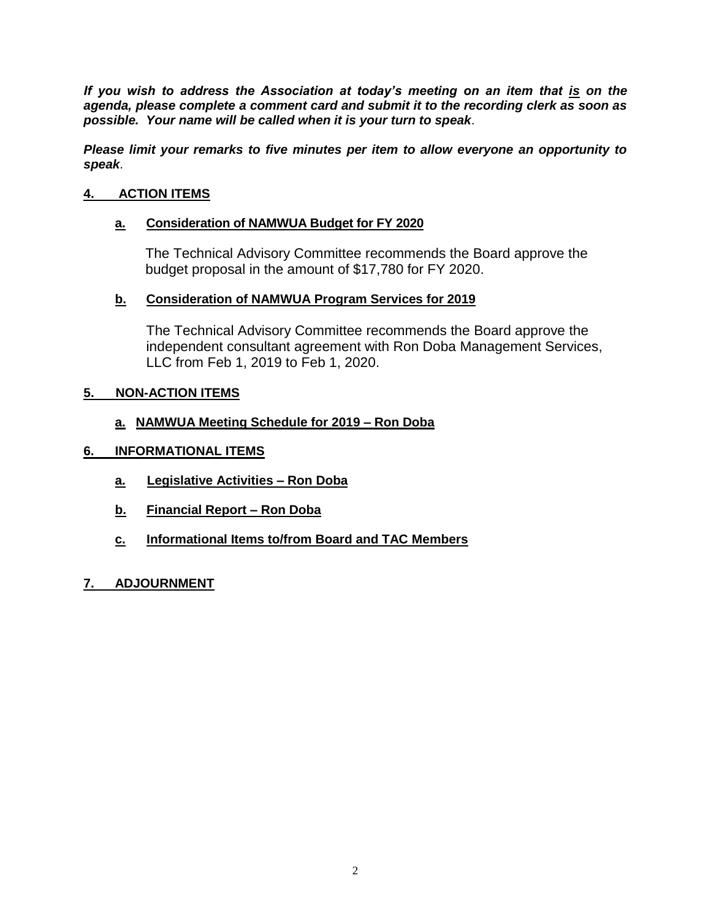***If you wish to address the Association at today's meeting on an item that is on the agenda, please complete a comment card and submit it to the recording clerk as soon as possible. Your name will be called when it is your turn to speak***.

***Please limit your remarks to five minutes per item to allow everyone an opportunity to speak***.

**4. ACTION ITEMS**

**a. Consideration of NAMWUA Budget for FY 2020**

The Technical Advisory Committee recommends the Board approve the budget proposal in the amount of $17,780 for FY 2020.

**b. Consideration of NAMWUA Program Services for 2019**

The Technical Advisory Committee recommends the Board approve the independent consultant agreement with Ron Doba Management Services, LLC from Feb 1, 2019 to Feb 1, 2020.

**5. NON-ACTION ITEMS**

**a. NAMWUA Meeting Schedule for 2019 – Ron Doba**

**6. INFORMATIONAL ITEMS**

**a. Legislative Activities – Ron Doba**

**b. Financial Report – Ron Doba**

**c. Informational Items to/from Board and TAC Members**

**7. ADJOURNMENT**